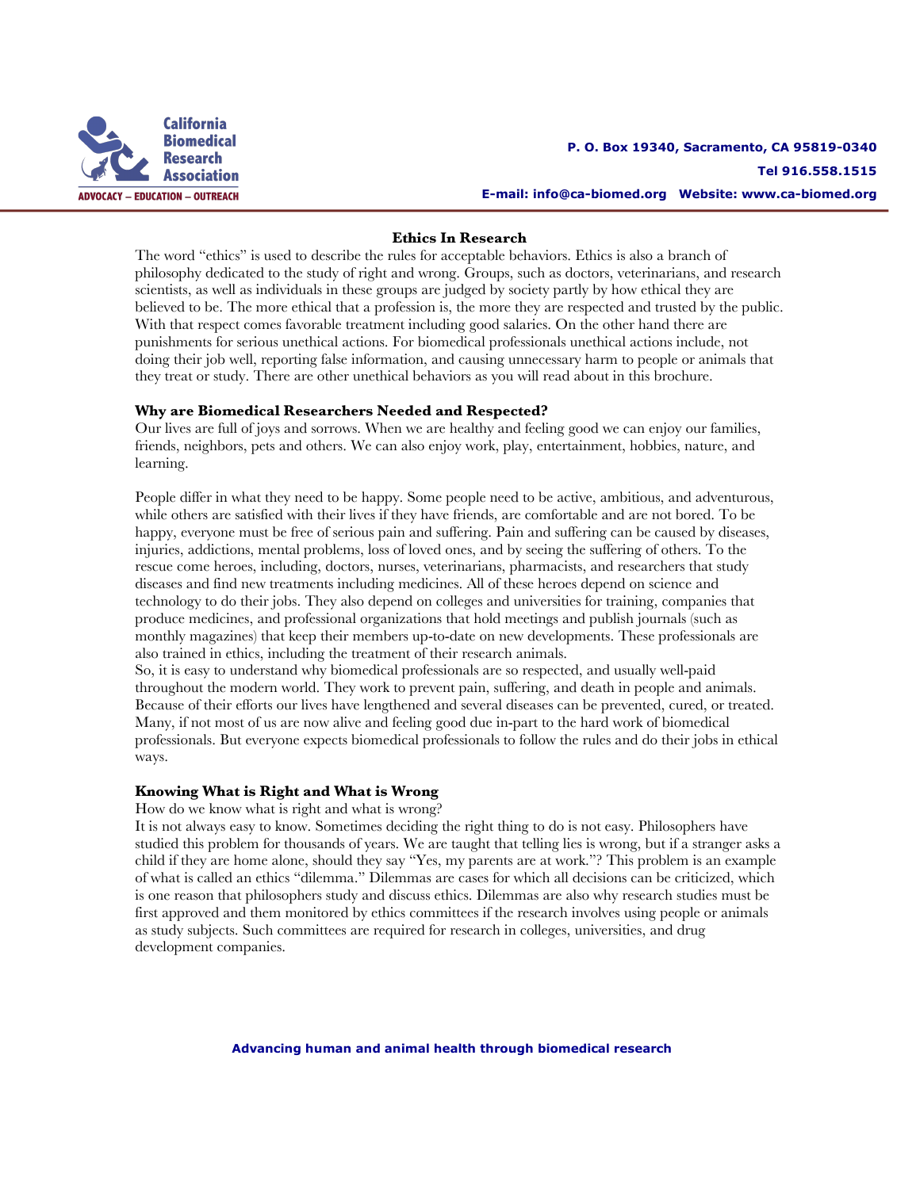California Biomedical Research Association

ADVOCACY – EDUCATION – OUTREACH

P. O. Box 19340, Sacramento, CA 95819-0340

Tel 916.558.1515

E-mail: info@ca-biomed.org Website: www.ca-biomed.org

## Ethics In Research

The word "ethics" is used to describe the rules for acceptable behaviors. Ethics is also a branch of philosophy dedicated to the study of right and wrong. Groups, such as doctors, veterinarians, and research scientists, as well as individuals in these groups are judged by society partly by how ethical they are believed to be. The more ethical that a profession is, the more they are respected and trusted by the public. With that respect comes favorable treatment including good salaries. On the other hand there are punishments for serious unethical actions. For biomedical professionals unethical actions include, not doing their job well, reporting false information, and causing unnecessary harm to people or animals that they treat or study. There are other unethical behaviors as you will read about in this brochure.

### Why are Biomedical Researchers Needed and Respected?

Our lives are full of joys and sorrows. When we are healthy and feeling good we can enjoy our families, friends, neighbors, pets and others. We can also enjoy work, play, entertainment, hobbies, nature, and learning.

People differ in what they need to be happy. Some people need to be active, ambitious, and adventurous, while others are satisfied with their lives if they have friends, are comfortable and are not bored. To be happy, everyone must be free of serious pain and suffering. Pain and suffering can be caused by diseases, injuries, addictions, mental problems, loss of loved ones, and by seeing the suffering of others. To the rescue come heroes, including, doctors, nurses, veterinarians, pharmacists, and researchers that study diseases and find new treatments including medicines. All of these heroes depend on science and technology to do their jobs. They also depend on colleges and universities for training, companies that produce medicines, and professional organizations that hold meetings and publish journals (such as monthly magazines) that keep their members up-to-date on new developments. These professionals are also trained in ethics, including the treatment of their research animals.

So, it is easy to understand why biomedical professionals are so respected, and usually well-paid throughout the modern world. They work to prevent pain, suffering, and death in people and animals. Because of their efforts our lives have lengthened and several diseases can be prevented, cured, or treated. Many, if not most of us are now alive and feeling good due in-part to the hard work of biomedical professionals. But everyone expects biomedical professionals to follow the rules and do their jobs in ethical ways.

### Knowing What is Right and What is Wrong

How do we know what is right and what is wrong?

It is not always easy to know. Sometimes deciding the right thing to do is not easy. Philosophers have studied this problem for thousands of years. We are taught that telling lies is wrong, but if a stranger asks a child if they are home alone, should they say "Yes, my parents are at work."? This problem is an example of what is called an ethics "dilemma." Dilemmas are cases for which all decisions can be criticized, which is one reason that philosophers study and discuss ethics. Dilemmas are also why research studies must be first approved and them monitored by ethics committees if the research involves using people or animals as study subjects. Such committees are required for research in colleges, universities, and drug development companies.

Advancing human and animal health through biomedical research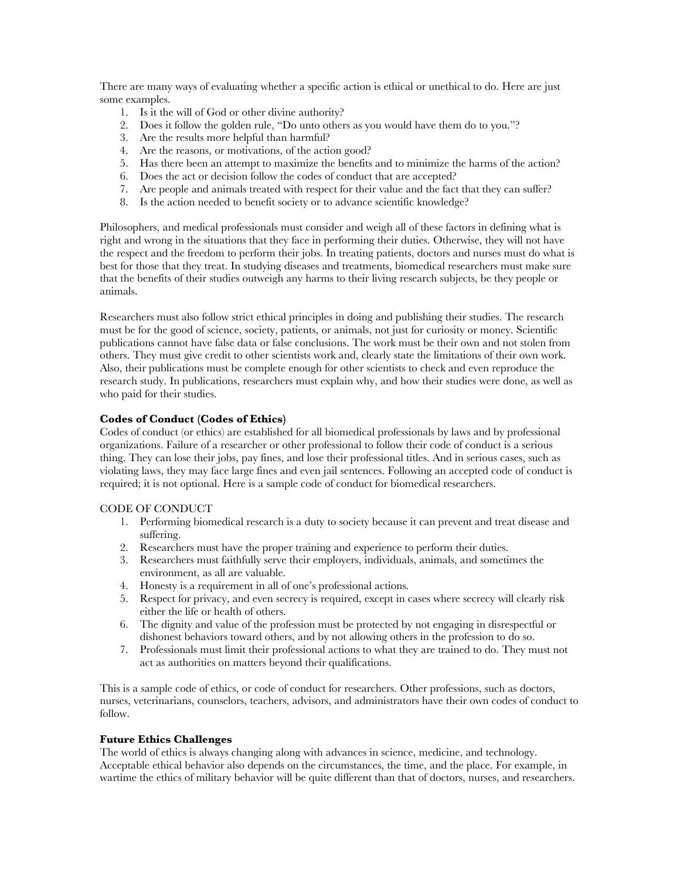There are many ways of evaluating whether a specific action is ethical or unethical to do. Here are just some examples.

1. Is it the will of God or other divine authority?
2. Does it follow the golden rule, "Do unto others as you would have them do to you."?
3. Are the results more helpful than harmful?
4. Are the reasons, or motivations, of the action good?
5. Has there been an attempt to maximize the benefits and to minimize the harms of the action?
6. Does the act or decision follow the codes of conduct that are accepted?
7. Are people and animals treated with respect for their value and the fact that they can suffer?
8. Is the action needed to benefit society or to advance scientific knowledge?

Philosophers, and medical professionals must consider and weigh all of these factors in defining what is right and wrong in the situations that they face in performing their duties. Otherwise, they will not have the respect and the freedom to perform their jobs. In treating patients, doctors and nurses must do what is best for those that they treat. In studying diseases and treatments, biomedical researchers must make sure that the benefits of their studies outweigh any harms to their living research subjects, be they people or animals.

Researchers must also follow strict ethical principles in doing and publishing their studies. The research must be for the good of science, society, patients, or animals, not just for curiosity or money. Scientific publications cannot have false data or false conclusions. The work must be their own and not stolen from others. They must give credit to other scientists work and, clearly state the limitations of their own work. Also, their publications must be complete enough for other scientists to check and even reproduce the research study. In publications, researchers must explain why, and how their studies were done, as well as who paid for their studies.

**Codes of Conduct (Codes of Ethics)**

Codes of conduct (or ethics) are established for all biomedical professionals by laws and by professional organizations. Failure of a researcher or other professional to follow their code of conduct is a serious thing. They can lose their jobs, pay fines, and lose their professional titles. And in serious cases, such as violating laws, they may face large fines and even jail sentences. Following an accepted code of conduct is required; it is not optional. Here is a sample code of conduct for biomedical researchers.

CODE OF CONDUCT

1. Performing biomedical research is a duty to society because it can prevent and treat disease and suffering.
2. Researchers must have the proper training and experience to perform their duties.
3. Researchers must faithfully serve their employers, individuals, animals, and sometimes the environment, as all are valuable.
4. Honesty is a requirement in all of one's professional actions.
5. Respect for privacy, and even secrecy is required, except in cases where secrecy will clearly risk either the life or health of others.
6. The dignity and value of the profession must be protected by not engaging in disrespectful or dishonest behaviors toward others, and by not allowing others in the profession to do so.
7. Professionals must limit their professional actions to what they are trained to do. They must not act as authorities on matters beyond their qualifications.

This is a sample code of ethics, or code of conduct for researchers. Other professions, such as doctors, nurses, veterinarians, counselors, teachers, advisors, and administrators have their own codes of conduct to follow.

**Future Ethics Challenges**

The world of ethics is always changing along with advances in science, medicine, and technology. Acceptable ethical behavior also depends on the circumstances, the time, and the place. For example, in wartime the ethics of military behavior will be quite different than that of doctors, nurses, and researchers.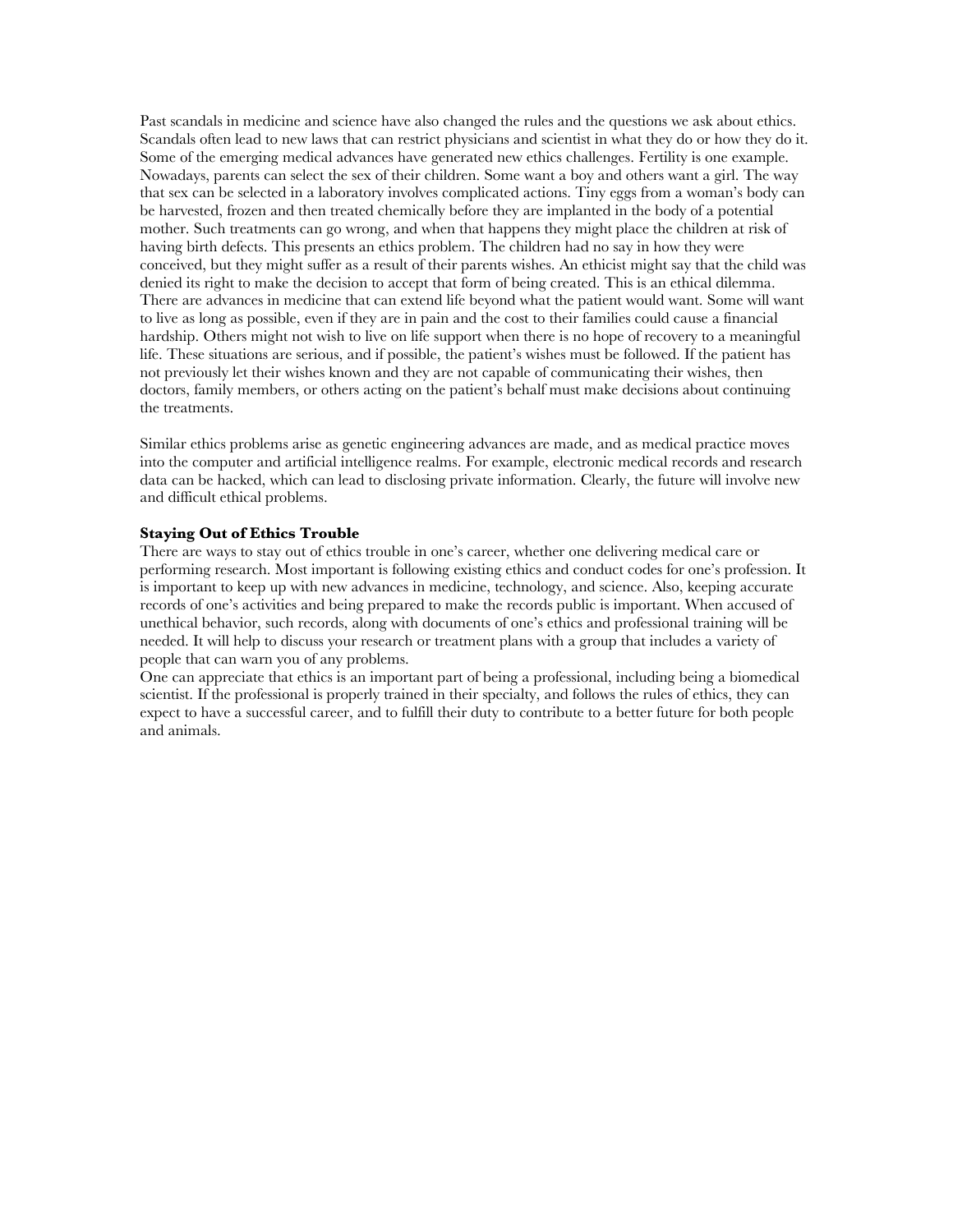Past scandals in medicine and science have also changed the rules and the questions we ask about ethics. Scandals often lead to new laws that can restrict physicians and scientist in what they do or how they do it. Some of the emerging medical advances have generated new ethics challenges. Fertility is one example. Nowadays, parents can select the sex of their children. Some want a boy and others want a girl. The way that sex can be selected in a laboratory involves complicated actions. Tiny eggs from a woman's body can be harvested, frozen and then treated chemically before they are implanted in the body of a potential mother. Such treatments can go wrong, and when that happens they might place the children at risk of having birth defects. This presents an ethics problem. The children had no say in how they were conceived, but they might suffer as a result of their parents wishes. An ethicist might say that the child was denied its right to make the decision to accept that form of being created. This is an ethical dilemma. There are advances in medicine that can extend life beyond what the patient would want. Some will want to live as long as possible, even if they are in pain and the cost to their families could cause a financial hardship. Others might not wish to live on life support when there is no hope of recovery to a meaningful life. These situations are serious, and if possible, the patient's wishes must be followed. If the patient has not previously let their wishes known and they are not capable of communicating their wishes, then doctors, family members, or others acting on the patient's behalf must make decisions about continuing the treatments.

Similar ethics problems arise as genetic engineering advances are made, and as medical practice moves into the computer and artificial intelligence realms. For example, electronic medical records and research data can be hacked, which can lead to disclosing private information. Clearly, the future will involve new and difficult ethical problems.

**Staying Out of Ethics Trouble**

There are ways to stay out of ethics trouble in one's career, whether one delivering medical care or performing research. Most important is following existing ethics and conduct codes for one's profession. It is important to keep up with new advances in medicine, technology, and science. Also, keeping accurate records of one's activities and being prepared to make the records public is important. When accused of unethical behavior, such records, along with documents of one's ethics and professional training will be needed. It will help to discuss your research or treatment plans with a group that includes a variety of people that can warn you of any problems.

One can appreciate that ethics is an important part of being a professional, including being a biomedical scientist. If the professional is properly trained in their specialty, and follows the rules of ethics, they can expect to have a successful career, and to fulfill their duty to contribute to a better future for both people and animals.